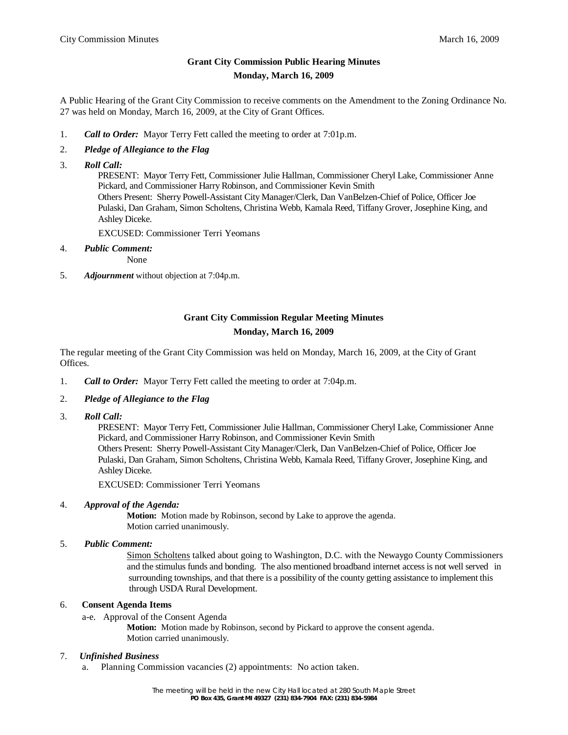## Grant City Commission Public Hearing Minutes

### Monday, March 16, 2009

A Public Hearing of the Grant City Commission to receive comments on the Amendment to the Zoning Ordinance No. 27 was held on Monday, March 16, 2009, at the City of Grant Offices.

1. ***Call to Order:*** Mayor Terry Fett called the meeting to order at 7:01p.m.

2. ***Pledge of Allegiance to the Flag***

3. ***Roll Call:***
   PRESENT: Mayor Terry Fett, Commissioner Julie Hallman, Commissioner Cheryl Lake, Commissioner Anne Pickard, and Commissioner Harry Robinson, and Commissioner Kevin Smith
   Others Present: Sherry Powell-Assistant City Manager/Clerk, Dan VanBelzen-Chief of Police, Officer Joe Pulaski, Dan Graham, Simon Scholtens, Christina Webb, Kamala Reed, Tiffany Grover, Josephine King, and Ashley Diceke.

   EXCUSED: Commissioner Terri Yeomans

4. ***Public Comment:***
   None

5. ***Adjournment*** without objection at 7:04p.m.

## Grant City Commission Regular Meeting Minutes

### Monday, March 16, 2009

The regular meeting of the Grant City Commission was held on Monday, March 16, 2009, at the City of Grant Offices.

1. ***Call to Order:*** Mayor Terry Fett called the meeting to order at 7:04p.m.

2. ***Pledge of Allegiance to the Flag***

3. ***Roll Call:***
   PRESENT: Mayor Terry Fett, Commissioner Julie Hallman, Commissioner Cheryl Lake, Commissioner Anne Pickard, and Commissioner Harry Robinson, and Commissioner Kevin Smith
   Others Present: Sherry Powell-Assistant City Manager/Clerk, Dan VanBelzen-Chief of Police, Officer Joe Pulaski, Dan Graham, Simon Scholtens, Christina Webb, Kamala Reed, Tiffany Grover, Josephine King, and Ashley Diceke.

   EXCUSED: Commissioner Terri Yeomans

4. ***Approval of the Agenda:***
   **Motion:** Motion made by Robinson, second by Lake to approve the agenda.
   Motion carried unanimously.

5. ***Public Comment:***
   Simon Scholtens talked about going to Washington, D.C. with the Newaygo County Commissioners and the stimulus funds and bonding. The also mentioned broadband internet access is not well served in surrounding townships, and that there is a possibility of the county getting assistance to implement this through USDA Rural Development.

6. **Consent Agenda Items**
   a-e. Approval of the Consent Agenda
   **Motion:** Motion made by Robinson, second by Pickard to approve the consent agenda.
   Motion carried unanimously.

7. ***Unfinished Business***
   a. Planning Commission vacancies (2) appointments: No action taken.

The meeting will be held in the new City Hall located at 280 South Maple Street
**PO Box 435, Grant MI 49327 (231) 834-7904 FAX: (231) 834-5984**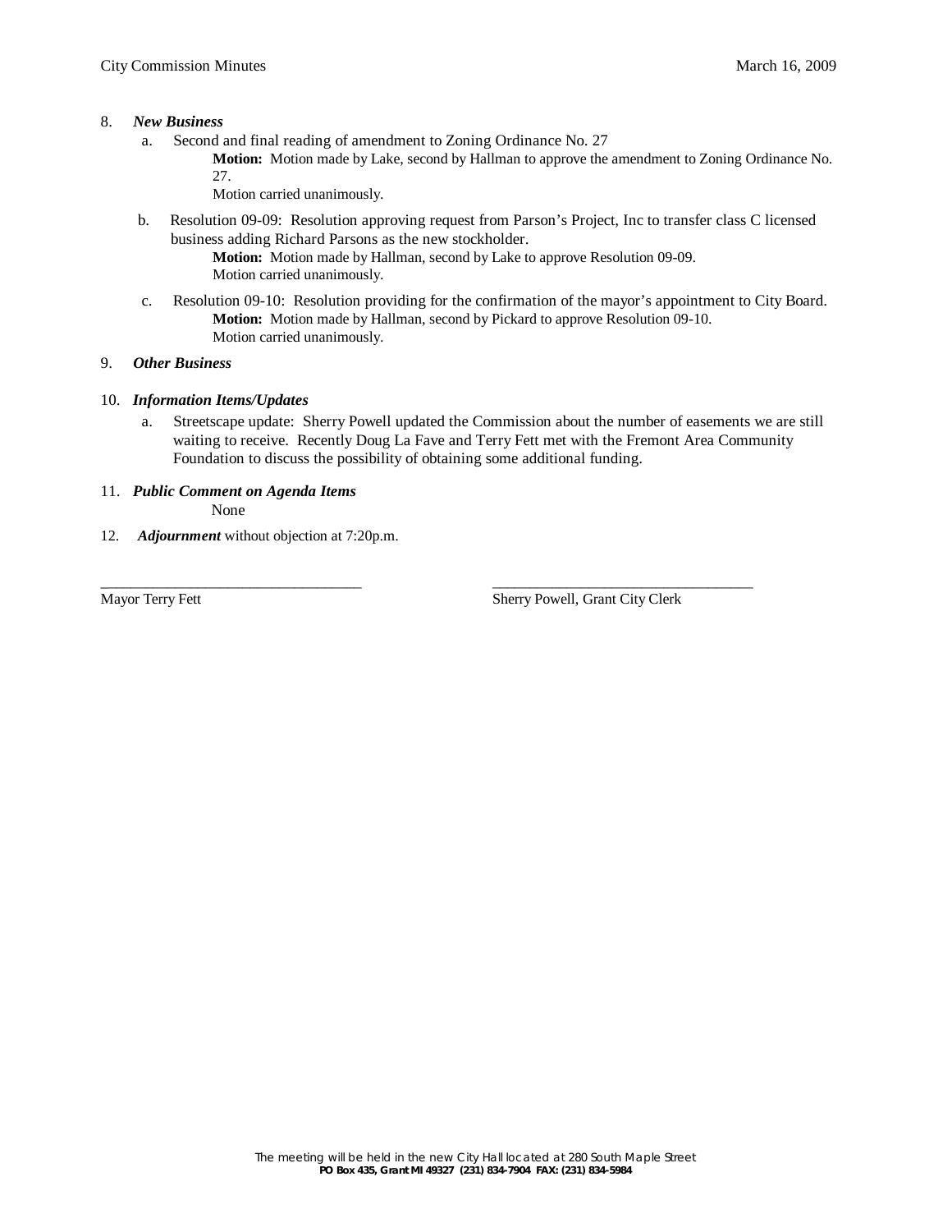8. ***New Business***

   a. Second and final reading of amendment to Zoning Ordinance No. 27

      **Motion:** Motion made by Lake, second by Hallman to approve the amendment to Zoning Ordinance No. 27.

      Motion carried unanimously.

   b. Resolution 09-09: Resolution approving request from Parson's Project, Inc to transfer class C licensed business adding Richard Parsons as the new stockholder.

      **Motion:** Motion made by Hallman, second by Lake to approve Resolution 09-09.

      Motion carried unanimously.

   c. Resolution 09-10: Resolution providing for the confirmation of the mayor's appointment to City Board.

      **Motion:** Motion made by Hallman, second by Pickard to approve Resolution 09-10.

      Motion carried unanimously.

9. ***Other Business***

10. ***Information Items/Updates***

    a. Streetscape update: Sherry Powell updated the Commission about the number of easements we are still waiting to receive. Recently Doug La Fave and Terry Fett met with the Fremont Area Community Foundation to discuss the possibility of obtaining some additional funding.

11. ***Public Comment on Agenda Items***

    None

12. ***Adjournment*** without objection at 7:20p.m.

\_\_\_\_\_\_\_\_\_\_\_\_\_\_\_\_\_\_\_\_\_\_\_\_\_\_\_\_\_\_\_\_\_\_\_
Mayor Terry Fett

\_\_\_\_\_\_\_\_\_\_\_\_\_\_\_\_\_\_\_\_\_\_\_\_\_\_\_\_\_\_\_\_\_\_\_
Sherry Powell, Grant City Clerk